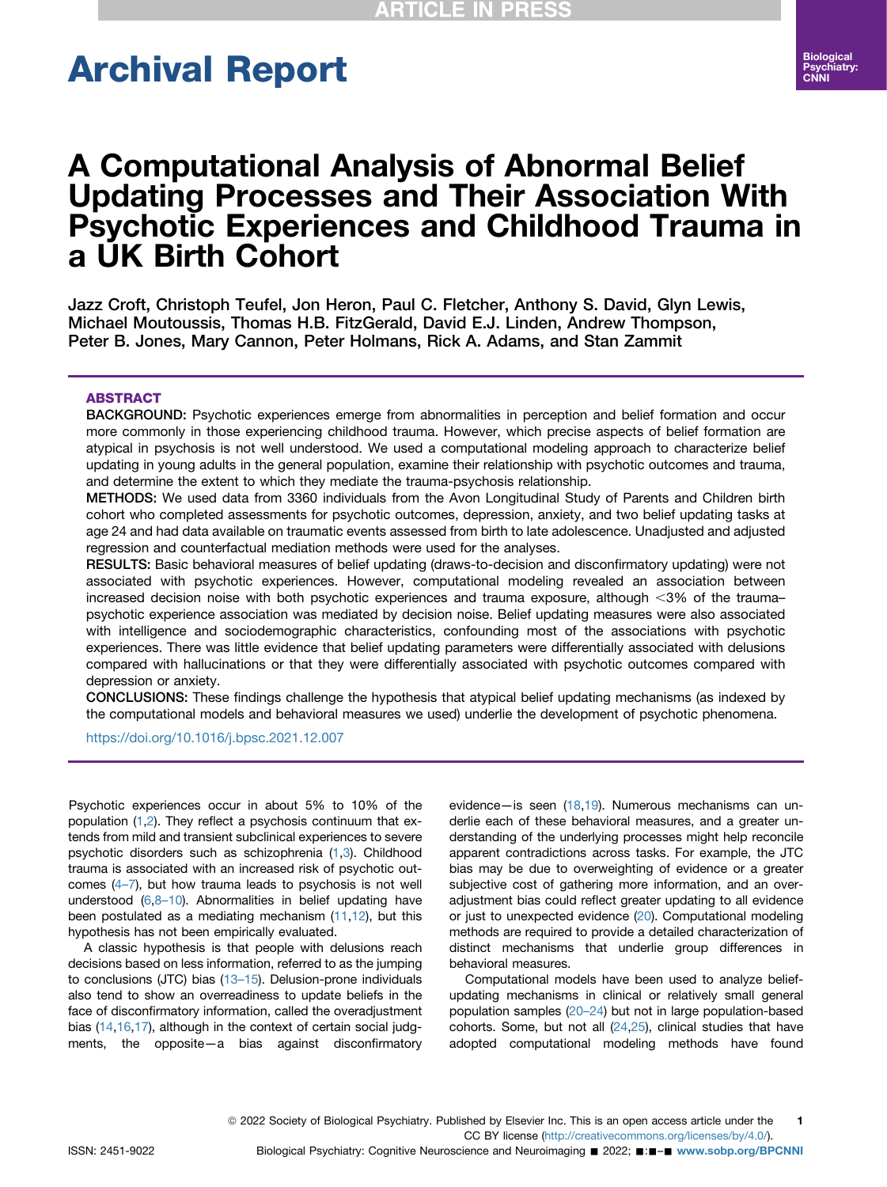# A Computational Analysis of Abnormal Belief Updating Processes and Their Association With Psychotic Experiences and Childhood Trauma in a UK Birth Cohort

Jazz Croft, Christoph Teufel, Jon Heron, Paul C. Fletcher, Anthony S. David, Glyn Lewis, Michael Moutoussis, Thomas H.B. FitzGerald, David E.J. Linden, Andrew Thompson, Peter B. Jones, Mary Cannon, Peter Holmans, Rick A. Adams, and Stan Zammit

## ABSTRACT

**BACKGROUND:** Psychotic experiences emerge from abnormalities in perception and belief formation and occur more commonly in those experiencing childhood trauma. However, which precise aspects of belief formation are atypical in psychosis is not well understood. We used a computational modeling approach to characterize belief updating in young adults in the general population, examine their relationship with psychotic outcomes and trauma, and determine the extent to which they mediate the trauma-psychosis relationship.

**METHODS:** We used data from 3360 individuals from the Avon Longitudinal Study of Parents and Children birth cohort who completed assessments for psychotic outcomes, depression, anxiety, and two belief updating tasks at age 24 and had data available on traumatic events assessed from birth to late adolescence. Unadjusted and adjusted regression and counterfactual mediation methods were used for the analyses.

**RESULTS:** Basic behavioral measures of belief updating (draws-to-decision and disconfirmatory updating) were not associated with psychotic experiences. However, computational modeling revealed an association between increased decision noise with both psychotic experiences and trauma exposure, although <3% of the trauma–psychotic experience association was mediated by decision noise. Belief updating measures were also associated with intelligence and sociodemographic characteristics, confounding most of the associations with psychotic experiences. There was little evidence that belief updating parameters were differentially associated with delusions compared with hallucinations or that they were differentially associated with psychotic outcomes compared with depression or anxiety.

**CONCLUSIONS:** These findings challenge the hypothesis that atypical belief updating mechanisms (as indexed by the computational models and behavioral measures we used) underlie the development of psychotic phenomena.

https://doi.org/10.1016/j.bpsc.2021.12.007

Psychotic experiences occur in about 5% to 10% of the population (1,2). They reflect a psychosis continuum that extends from mild and transient subclinical experiences to severe psychotic disorders such as schizophrenia (1,3). Childhood trauma is associated with an increased risk of psychotic outcomes (4–7), but how trauma leads to psychosis is not well understood (6,8–10). Abnormalities in belief updating have been postulated as a mediating mechanism (11,12), but this hypothesis has not been empirically evaluated.

A classic hypothesis is that people with delusions reach decisions based on less information, referred to as the jumping to conclusions (JTC) bias (13–15). Delusion-prone individuals also tend to show an overreadiness to update beliefs in the face of disconfirmatory information, called the overadjustment bias (14,16,17), although in the context of certain social judgments, the opposite—a bias against disconfirmatory evidence—is seen (18,19). Numerous mechanisms can underlie each of these behavioral measures, and a greater understanding of the underlying processes might help reconcile apparent contradictions across tasks. For example, the JTC bias may be due to overweighting of evidence or a greater subjective cost of gathering more information, and an overadjustment bias could reflect greater updating to all evidence or just to unexpected evidence (20). Computational modeling methods are required to provide a detailed characterization of distinct mechanisms that underlie group differences in behavioral measures.

Computational models have been used to analyze belief-updating mechanisms in clinical or relatively small general population samples (20–24) but not in large population-based cohorts. Some, but not all (24,25), clinical studies that have adopted computational modeling methods have found

© 2022 Society of Biological Psychiatry. Published by Elsevier Inc. This is an open access article under the CC BY license (http://creativecommons.org/licenses/by/4.0/).

ISSN: 2451-9022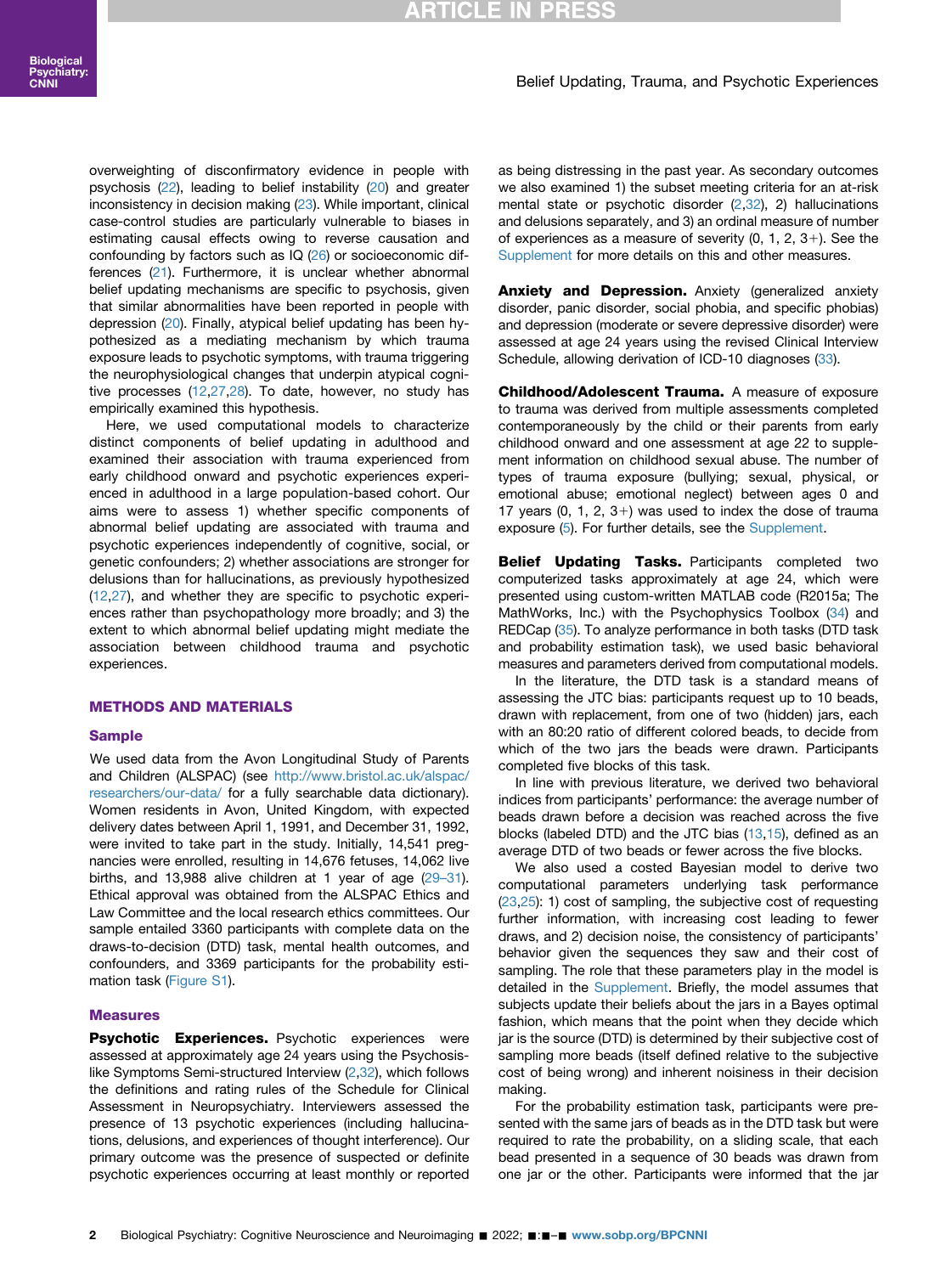overweighting of disconfirmatory evidence in people with psychosis (22), leading to belief instability (20) and greater inconsistency in decision making (23). While important, clinical case-control studies are particularly vulnerable to biases in estimating causal effects owing to reverse causation and confounding by factors such as IQ (26) or socioeconomic differences (21). Furthermore, it is unclear whether abnormal belief updating mechanisms are specific to psychosis, given that similar abnormalities have been reported in people with depression (20). Finally, atypical belief updating has been hypothesized as a mediating mechanism by which trauma exposure leads to psychotic symptoms, with trauma triggering the neurophysiological changes that underpin atypical cognitive processes (12,27,28). To date, however, no study has empirically examined this hypothesis.

Here, we used computational models to characterize distinct components of belief updating in adulthood and examined their association with trauma experienced from early childhood onward and psychotic experiences experienced in adulthood in a large population-based cohort. Our aims were to assess 1) whether specific components of abnormal belief updating are associated with trauma and psychotic experiences independently of cognitive, social, or genetic confounders; 2) whether associations are stronger for delusions than for hallucinations, as previously hypothesized (12,27), and whether they are specific to psychotic experiences rather than psychopathology more broadly; and 3) the extent to which abnormal belief updating might mediate the association between childhood trauma and psychotic experiences.

## METHODS AND MATERIALS

### Sample

We used data from the Avon Longitudinal Study of Parents and Children (ALSPAC) (see http://www.bristol.ac.uk/alspac/researchers/our-data/ for a fully searchable data dictionary). Women residents in Avon, United Kingdom, with expected delivery dates between April 1, 1991, and December 31, 1992, were invited to take part in the study. Initially, 14,541 pregnancies were enrolled, resulting in 14,676 fetuses, 14,062 live births, and 13,988 alive children at 1 year of age (29–31). Ethical approval was obtained from the ALSPAC Ethics and Law Committee and the local research ethics committees. Our sample entailed 3360 participants with complete data on the draws-to-decision (DTD) task, mental health outcomes, and confounders, and 3369 participants for the probability estimation task (Figure S1).

### Measures

**Psychotic Experiences.** Psychotic experiences were assessed at approximately age 24 years using the Psychosis-like Symptoms Semi-structured Interview (2,32), which follows the definitions and rating rules of the Schedule for Clinical Assessment in Neuropsychiatry. Interviewers assessed the presence of 13 psychotic experiences (including hallucinations, delusions, and experiences of thought interference). Our primary outcome was the presence of suspected or definite psychotic experiences occurring at least monthly or reported as being distressing in the past year. As secondary outcomes we also examined 1) the subset meeting criteria for an at-risk mental state or psychotic disorder (2,32), 2) hallucinations and delusions separately, and 3) an ordinal measure of number of experiences as a measure of severity (0, 1, 2, 3+). See the Supplement for more details on this and other measures.

**Anxiety and Depression.** Anxiety (generalized anxiety disorder, panic disorder, social phobia, and specific phobias) and depression (moderate or severe depressive disorder) were assessed at age 24 years using the revised Clinical Interview Schedule, allowing derivation of ICD-10 diagnoses (33).

**Childhood/Adolescent Trauma.** A measure of exposure to trauma was derived from multiple assessments completed contemporaneously by the child or their parents from early childhood onward and one assessment at age 22 to supplement information on childhood sexual abuse. The number of types of trauma exposure (bullying; sexual, physical, or emotional abuse; emotional neglect) between ages 0 and 17 years (0, 1, 2, 3+) was used to index the dose of trauma exposure (5). For further details, see the Supplement.

**Belief Updating Tasks.** Participants completed two computerized tasks approximately at age 24, which were presented using custom-written MATLAB code (R2015a; The MathWorks, Inc.) with the Psychophysics Toolbox (34) and REDCap (35). To analyze performance in both tasks (DTD task and probability estimation task), we used basic behavioral measures and parameters derived from computational models.

In the literature, the DTD task is a standard means of assessing the JTC bias: participants request up to 10 beads, drawn with replacement, from one of two (hidden) jars, each with an 80:20 ratio of different colored beads, to decide from which of the two jars the beads were drawn. Participants completed five blocks of this task.

In line with previous literature, we derived two behavioral indices from participants' performance: the average number of beads drawn before a decision was reached across the five blocks (labeled DTD) and the JTC bias (13,15), defined as an average DTD of two beads or fewer across the five blocks.

We also used a costed Bayesian model to derive two computational parameters underlying task performance (23,25): 1) cost of sampling, the subjective cost of requesting further information, with increasing cost leading to fewer draws, and 2) decision noise, the consistency of participants' behavior given the sequences they saw and their cost of sampling. The role that these parameters play in the model is detailed in the Supplement. Briefly, the model assumes that subjects update their beliefs about the jars in a Bayes optimal fashion, which means that the point when they decide which jar is the source (DTD) is determined by their subjective cost of sampling more beads (itself defined relative to the subjective cost of being wrong) and inherent noisiness in their decision making.

For the probability estimation task, participants were presented with the same jars of beads as in the DTD task but were required to rate the probability, on a sliding scale, that each bead presented in a sequence of 30 beads was drawn from one jar or the other. Participants were informed that the jar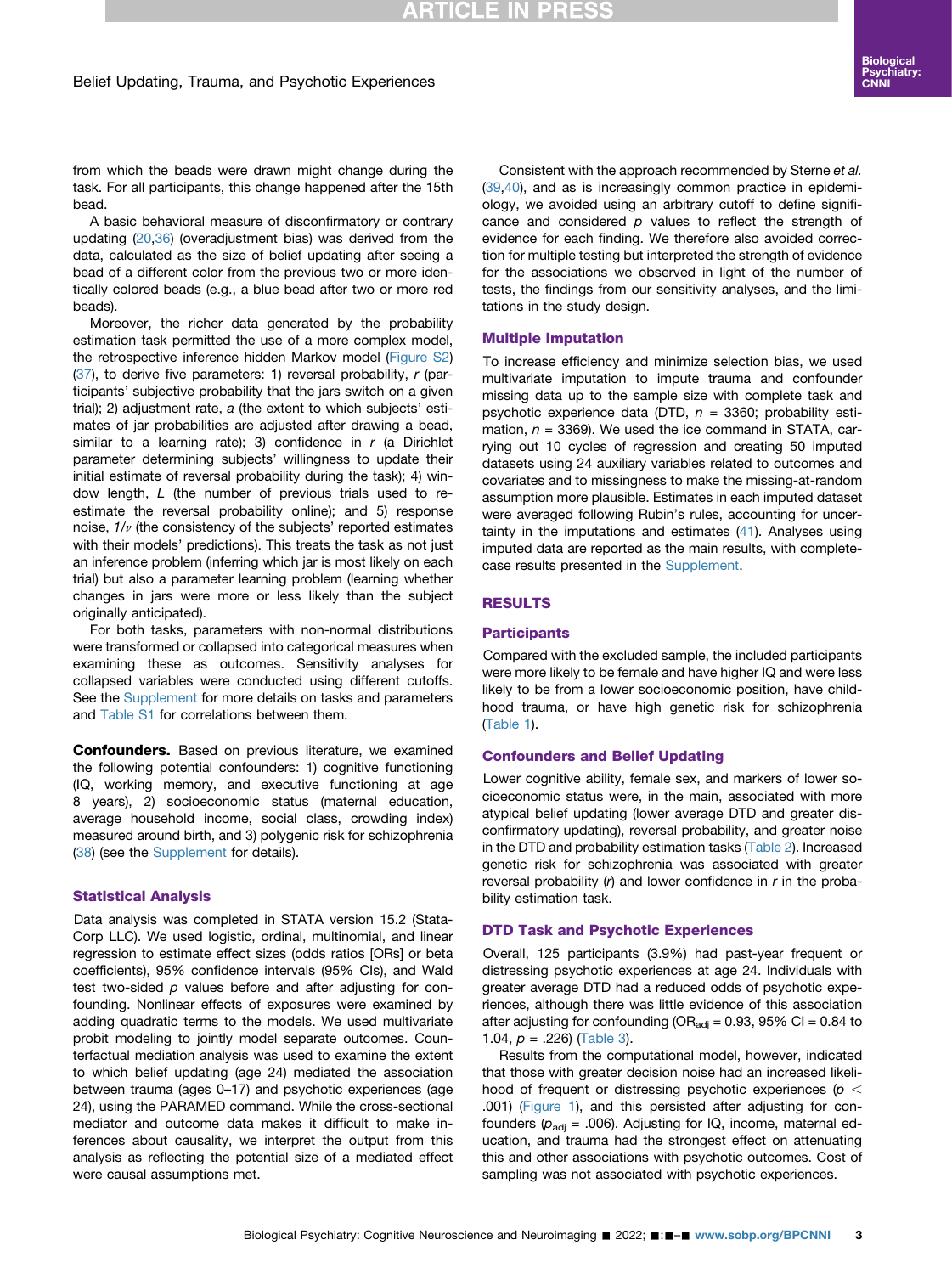from which the beads were drawn might change during the task. For all participants, this change happened after the 15th bead.

A basic behavioral measure of disconfirmatory or contrary updating (20,36) (overadjustment bias) was derived from the data, calculated as the size of belief updating after seeing a bead of a different color from the previous two or more identically colored beads (e.g., a blue bead after two or more red beads).

Moreover, the richer data generated by the probability estimation task permitted the use of a more complex model, the retrospective inference hidden Markov model (Figure S2) (37), to derive five parameters: 1) reversal probability, *r* (participants' subjective probability that the jars switch on a given trial); 2) adjustment rate, *a* (the extent to which subjects' estimates of jar probabilities are adjusted after drawing a bead, similar to a learning rate); 3) confidence in *r* (a Dirichlet parameter determining subjects' willingness to update their initial estimate of reversal probability during the task); 4) window length, *L* (the number of previous trials used to re-estimate the reversal probability online); and 5) response noise, $1/\nu$ (the consistency of the subjects' reported estimates with their models' predictions). This treats the task as not just an inference problem (inferring which jar is most likely on each trial) but also a parameter learning problem (learning whether changes in jars were more or less likely than the subject originally anticipated).

For both tasks, parameters with non-normal distributions were transformed or collapsed into categorical measures when examining these as outcomes. Sensitivity analyses for collapsed variables were conducted using different cutoffs. See the Supplement for more details on tasks and parameters and Table S1 for correlations between them.

**Confounders.** Based on previous literature, we examined the following potential confounders: 1) cognitive functioning (IQ, working memory, and executive functioning at age 8 years), 2) socioeconomic status (maternal education, average household income, social class, crowding index) measured around birth, and 3) polygenic risk for schizophrenia (38) (see the Supplement for details).

### Statistical Analysis

Data analysis was completed in STATA version 15.2 (StataCorp LLC). We used logistic, ordinal, multinomial, and linear regression to estimate effect sizes (odds ratios [ORs] or beta coefficients), 95% confidence intervals (95% CIs), and Wald test two-sided *p* values before and after adjusting for confounding. Nonlinear effects of exposures were examined by adding quadratic terms to the models. We used multivariate probit modeling to jointly model separate outcomes. Counterfactual mediation analysis was used to examine the extent to which belief updating (age 24) mediated the association between trauma (ages 0–17) and psychotic experiences (age 24), using the PARAMED command. While the cross-sectional mediator and outcome data makes it difficult to make inferences about causality, we interpret the output from this analysis as reflecting the potential size of a mediated effect were causal assumptions met.

Consistent with the approach recommended by Sterne *et al.* (39,40), and as is increasingly common practice in epidemiology, we avoided using an arbitrary cutoff to define significance and considered *p* values to reflect the strength of evidence for each finding. We therefore also avoided correction for multiple testing but interpreted the strength of evidence for the associations we observed in light of the number of tests, the findings from our sensitivity analyses, and the limitations in the study design.

### Multiple Imputation

To increase efficiency and minimize selection bias, we used multivariate imputation to impute trauma and confounder missing data up to the sample size with complete task and psychotic experience data (DTD, $n = 3360$; probability estimation, $n = 3369$). We used the ice command in STATA, carrying out 10 cycles of regression and creating 50 imputed datasets using 24 auxiliary variables related to outcomes and covariates and to missingness to make the missing-at-random assumption more plausible. Estimates in each imputed dataset were averaged following Rubin's rules, accounting for uncertainty in the imputations and estimates (41). Analyses using imputed data are reported as the main results, with complete-case results presented in the Supplement.

## RESULTS

### Participants

Compared with the excluded sample, the included participants were more likely to be female and have higher IQ and were less likely to be from a lower socioeconomic position, have childhood trauma, or have high genetic risk for schizophrenia (Table 1).

### Confounders and Belief Updating

Lower cognitive ability, female sex, and markers of lower socioeconomic status were, in the main, associated with more atypical belief updating (lower average DTD and greater disconfirmatory updating), reversal probability, and greater noise in the DTD and probability estimation tasks (Table 2). Increased genetic risk for schizophrenia was associated with greater reversal probability (*r*) and lower confidence in *r* in the probability estimation task.

### DTD Task and Psychotic Experiences

Overall, 125 participants (3.9%) had past-year frequent or distressing psychotic experiences at age 24. Individuals with greater average DTD had a reduced odds of psychotic experiences, although there was little evidence of this association after adjusting for confounding ($OR_{adj} = 0.93$, 95% CI = 0.84 to 1.04, $p = .226$) (Table 3).

Results from the computational model, however, indicated that those with greater decision noise had an increased likelihood of frequent or distressing psychotic experiences ($p < .001$) (Figure 1), and this persisted after adjusting for confounders ($p_{adj} = .006$). Adjusting for IQ, income, maternal education, and trauma had the strongest effect on attenuating this and other associations with psychotic outcomes. Cost of sampling was not associated with psychotic experiences.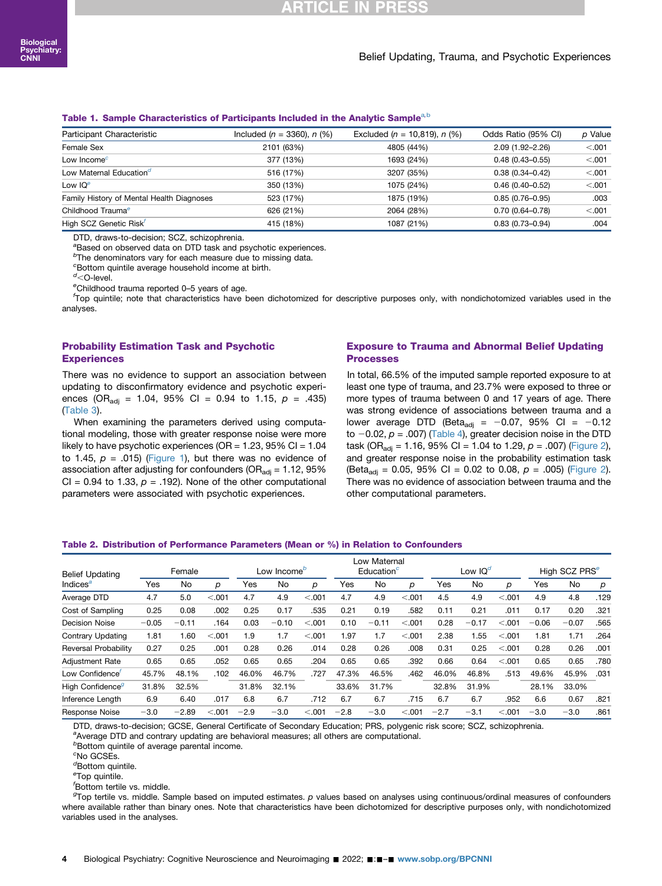**Table 1. Sample Characteristics of Participants Included in the Analytic Sample[a,b]**

| Participant Characteristic | Included (n = 3360), n (%) | Excluded (n = 10,819), n (%) | Odds Ratio (95% CI) | p Value |
|---|---|---|---|---|
| Female Sex | 2101 (63%) | 4805 (44%) | 2.09 (1.92–2.26) | <.001 |
| Low Income[c] | 377 (13%) | 1693 (24%) | 0.48 (0.43–0.55) | <.001 |
| Low Maternal Education[d] | 516 (17%) | 3207 (35%) | 0.38 (0.34–0.42) | <.001 |
| Low IQ[e] | 350 (13%) | 1075 (24%) | 0.46 (0.40–0.52) | <.001 |
| Family History of Mental Health Diagnoses | 523 (17%) | 1875 (19%) | 0.85 (0.76–0.95) | .003 |
| Childhood Trauma[e] | 626 (21%) | 2064 (28%) | 0.70 (0.64–0.78) | <.001 |
| High SCZ Genetic Risk[f] | 415 (18%) | 1087 (21%) | 0.83 (0.73–0.94) | .004 |

DTD, draws-to-decision; SCZ, schizophrenia.
[a]Based on observed data on DTD task and psychotic experiences.
[b]The denominators vary for each measure due to missing data.
[c]Bottom quintile average household income at birth.
[d]<O-level.
[e]Childhood trauma reported 0–5 years of age.
[f]Top quintile; note that characteristics have been dichotomized for descriptive purposes only, with nondichotomized variables used in the analyses.

### Probability Estimation Task and Psychotic Experiences

There was no evidence to support an association between updating to disconfirmatory evidence and psychotic experiences ($OR_{adj}$ = 1.04, 95% CI = 0.94 to 1.15, $p$ = .435) (Table 3).

When examining the parameters derived using computational modeling, those with greater response noise were more likely to have psychotic experiences (OR = 1.23, 95% CI = 1.04 to 1.45, $p$ = .015) (Figure 1), but there was no evidence of association after adjusting for confounders ($OR_{adj}$ = 1.12, 95% CI = 0.94 to 1.33, $p$ = .192). None of the other computational parameters were associated with psychotic experiences.

### Exposure to Trauma and Abnormal Belief Updating Processes

In total, 66.5% of the imputed sample reported exposure to at least one type of trauma, and 23.7% were exposed to three or more types of trauma between 0 and 17 years of age. There was strong evidence of associations between trauma and a lower average DTD ($Beta_{adj}$ = −0.07, 95% CI = −0.12 to −0.02, $p$ = .007) (Table 4), greater decision noise in the DTD task ($OR_{adj}$ = 1.16, 95% CI = 1.04 to 1.29, $p$ = .007) (Figure 2), and greater response noise in the probability estimation task ($Beta_{adj}$ = 0.05, 95% CI = 0.02 to 0.08, $p$ = .005) (Figure 2). There was no evidence of association between trauma and the other computational parameters.

**Table 2. Distribution of Performance Parameters (Mean or %) in Relation to Confounders**

| Belief Updating Indices[a] | Female | | | Low Income[b] | | | Low Maternal Education[c] | | | Low IQ[d] | | | High SCZ PRS[e] | | |
|---|---|---|---|---|---|---|---|---|---|---|---|---|---|---|---|
| | Yes | No | p | Yes | No | p | Yes | No | p | Yes | No | p | Yes | No | p |
| Average DTD | 4.7 | 5.0 | <.001 | 4.7 | 4.9 | <.001 | 4.7 | 4.9 | <.001 | 4.5 | 4.9 | <.001 | 4.9 | 4.8 | .129 |
| Cost of Sampling | 0.25 | 0.08 | .002 | 0.25 | 0.17 | .535 | 0.21 | 0.19 | .582 | 0.11 | 0.21 | .011 | 0.17 | 0.20 | .321 |
| Decision Noise | −0.05 | −0.11 | .164 | 0.03 | −0.10 | <.001 | 0.10 | −0.11 | <.001 | 0.28 | −0.17 | <.001 | −0.06 | −0.07 | .565 |
| Contrary Updating | 1.81 | 1.60 | <.001 | 1.9 | 1.7 | <.001 | 1.97 | 1.7 | <.001 | 2.38 | 1.55 | <.001 | 1.81 | 1.71 | .264 |
| Reversal Probability | 0.27 | 0.25 | .001 | 0.28 | 0.26 | .014 | 0.28 | 0.26 | .008 | 0.31 | 0.25 | <.001 | 0.28 | 0.26 | .001 |
| Adjustment Rate | 0.65 | 0.65 | .052 | 0.65 | 0.65 | .204 | 0.65 | 0.65 | .392 | 0.66 | 0.64 | <.001 | 0.65 | 0.65 | .780 |
| Low Confidence[f] | 45.7% | 48.1% | .102 | 46.0% | 46.7% | .727 | 47.3% | 46.5% | .462 | 46.0% | 46.8% | .513 | 49.6% | 45.9% | .031 |
| High Confidence[g] | 31.8% | 32.5% | | 31.8% | 32.1% | | 33.6% | 31.7% | | 32.8% | 31.9% | | 28.1% | 33.0% | |
| Inference Length | 6.9 | 6.40 | .017 | 6.8 | 6.7 | .712 | 6.7 | 6.7 | .715 | 6.7 | 6.7 | .952 | 6.6 | 0.67 | .821 |
| Response Noise | −3.0 | −2.89 | <.001 | −2.9 | −3.0 | <.001 | −2.8 | −3.0 | <.001 | −2.7 | −3.1 | <.001 | −3.0 | −3.0 | .861 |

DTD, draws-to-decision; GCSE, General Certificate of Secondary Education; PRS, polygenic risk score; SCZ, schizophrenia.
[a]Average DTD and contrary updating are behavioral measures; all others are computational.
[b]Bottom quintile of average parental income.
[c]No GCSEs.
[d]Bottom quintile.
[e]Top quintile.
[f]Bottom tertile vs. middle.
[g]Top tertile vs. middle. Sample based on imputed estimates. p values based on analyses using continuous/ordinal measures of confounders where available rather than binary ones. Note that characteristics have been dichotomized for descriptive purposes only, with nondichotomized variables used in the analyses.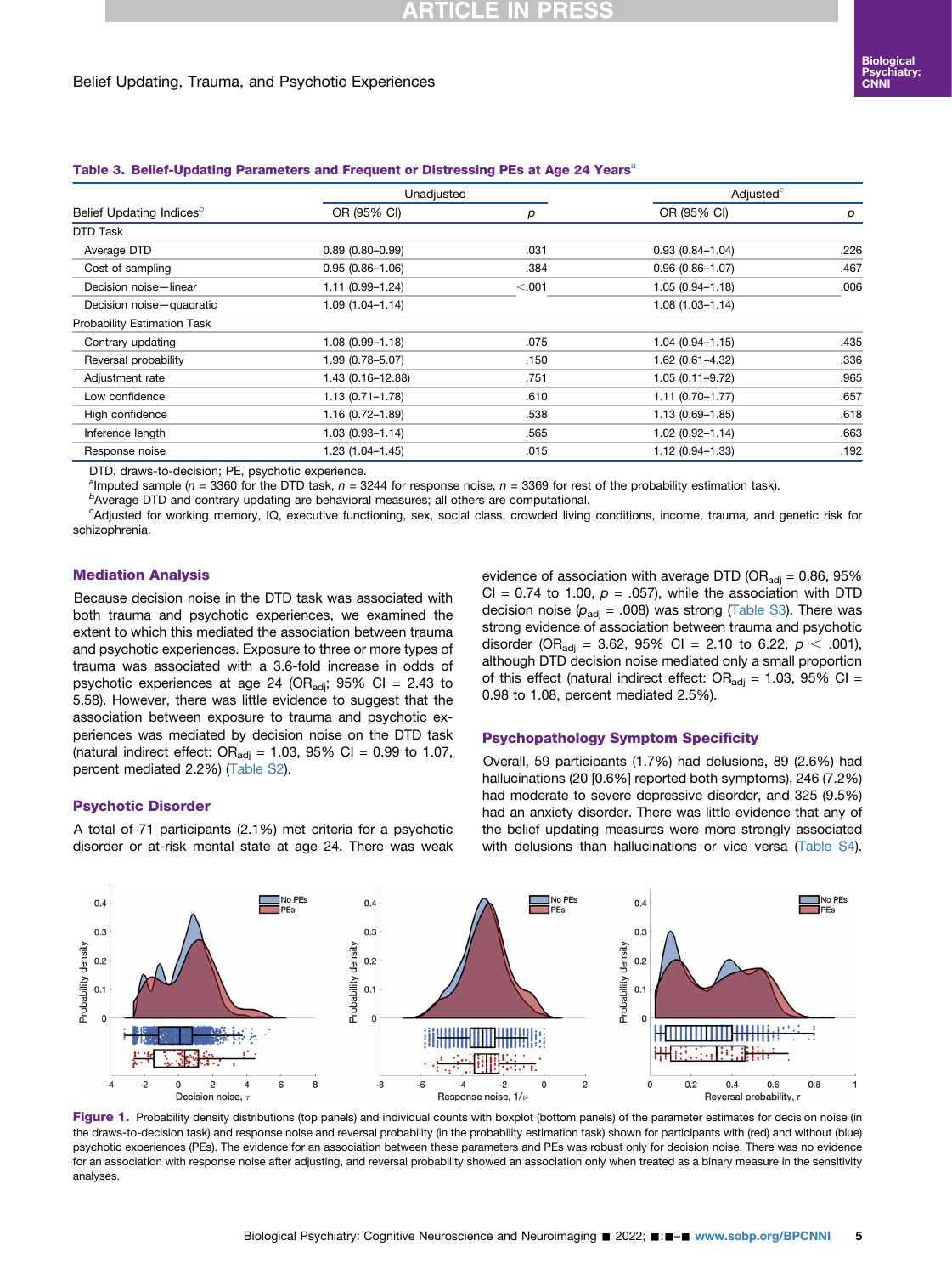**Table 3. Belief-Updating Parameters and Frequent or Distressing PEs at Age 24 Years**[a]

| Belief Updating Indices[b] | Unadjusted | | Adjusted[c] | |
|---|---|---|---|---|
| | OR (95% CI) | $p$ | OR (95% CI) | $p$ |
| DTD Task | | | | |
| Average DTD | 0.89 (0.80–0.99) | .031 | 0.93 (0.84–1.04) | .226 |
| Cost of sampling | 0.95 (0.86–1.06) | .384 | 0.96 (0.86–1.07) | .467 |
| Decision noise—linear | 1.11 (0.99–1.24) | <.001 | 1.05 (0.94–1.18) | .006 |
| Decision noise—quadratic | 1.09 (1.04–1.14) | | 1.08 (1.03–1.14) | |
| Probability Estimation Task | | | | |
| Contrary updating | 1.08 (0.99–1.18) | .075 | 1.04 (0.94–1.15) | .435 |
| Reversal probability | 1.99 (0.78–5.07) | .150 | 1.62 (0.61–4.32) | .336 |
| Adjustment rate | 1.43 (0.16–12.88) | .751 | 1.05 (0.11–9.72) | .965 |
| Low confidence | 1.13 (0.71–1.78) | .610 | 1.11 (0.70–1.77) | .657 |
| High confidence | 1.16 (0.72–1.89) | .538 | 1.13 (0.69–1.85) | .618 |
| Inference length | 1.03 (0.93–1.14) | .565 | 1.02 (0.92–1.14) | .663 |
| Response noise | 1.23 (1.04–1.45) | .015 | 1.12 (0.94–1.33) | .192 |

DTD, draws-to-decision; PE, psychotic experience.

[a]Imputed sample ($n$ = 3360 for the DTD task, $n$ = 3244 for response noise, $n$ = 3369 for rest of the probability estimation task).

[b]Average DTD and contrary updating are behavioral measures; all others are computational.

[c]Adjusted for working memory, IQ, executive functioning, sex, social class, crowded living conditions, income, trauma, and genetic risk for schizophrenia.

## Mediation Analysis

Because decision noise in the DTD task was associated with both trauma and psychotic experiences, we examined the extent to which this mediated the association between trauma and psychotic experiences. Exposure to three or more types of trauma was associated with a 3.6-fold increase in odds of psychotic experiences at age 24 ($OR_{adj}$; 95% CI = 2.43 to 5.58). However, there was little evidence to suggest that the association between exposure to trauma and psychotic experiences was mediated by decision noise on the DTD task (natural indirect effect: $OR_{adj}$ = 1.03, 95% CI = 0.99 to 1.07, percent mediated 2.2%) (Table S2).

## Psychotic Disorder

A total of 71 participants (2.1%) met criteria for a psychotic disorder or at-risk mental state at age 24. There was weak evidence of association with average DTD ($OR_{adj}$ = 0.86, 95% CI = 0.74 to 1.00, $p$ = .057), while the association with DTD decision noise ($p_{adj}$ = .008) was strong (Table S3). There was strong evidence of association between trauma and psychotic disorder ($OR_{adj}$ = 3.62, 95% CI = 2.10 to 6.22, $p$ < .001), although DTD decision noise mediated only a small proportion of this effect (natural indirect effect: $OR_{adj}$ = 1.03, 95% CI = 0.98 to 1.08, percent mediated 2.5%).

## Psychopathology Symptom Specificity

Overall, 59 participants (1.7%) had delusions, 89 (2.6%) had hallucinations (20 [0.6%] reported both symptoms), 246 (7.2%) had moderate to severe depressive disorder, and 325 (9.5%) had an anxiety disorder. There was little evidence that any of the belief updating measures were more strongly associated with delusions than hallucinations or vice versa (Table S4).

**Figure 1.** Probability density distributions (top panels) and individual counts with boxplot (bottom panels) of the parameter estimates for decision noise (in the draws-to-decision task) and response noise and reversal probability (in the probability estimation task) shown for participants with (red) and without (blue) psychotic experiences (PEs). The evidence for an association between these parameters and PEs was robust only for decision noise. There was no evidence for an association with response noise after adjusting, and reversal probability showed an association only when treated as a binary measure in the sensitivity analyses.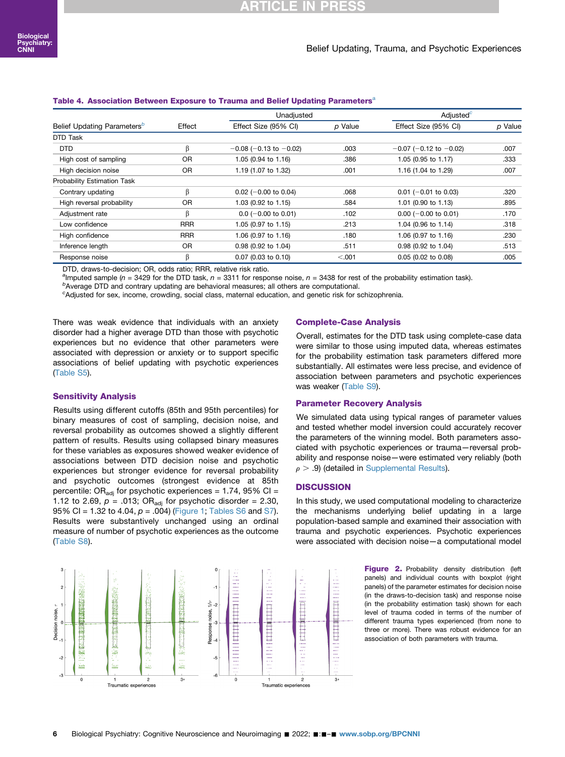**Table 4. Association Between Exposure to Trauma and Belief Updating Parameters[a]**

| Belief Updating Parameters[b] | Effect | Unadjusted | | Adjusted[c] | |
|---|---|---|---|---|---|
| | | Effect Size (95% CI) | $p$ Value | Effect Size (95% CI) | $p$ Value |
| DTD Task | | | | | |
| DTD | β | −0.08 (−0.13 to −0.02) | .003 | −0.07 (−0.12 to −0.02) | .007 |
| High cost of sampling | OR | 1.05 (0.94 to 1.16) | .386 | 1.05 (0.95 to 1.17) | .333 |
| High decision noise | OR | 1.19 (1.07 to 1.32) | .001 | 1.16 (1.04 to 1.29) | .007 |
| Probability Estimation Task | | | | | |
| Contrary updating | β | 0.02 (−0.00 to 0.04) | .068 | 0.01 (−0.01 to 0.03) | .320 |
| High reversal probability | OR | 1.03 (0.92 to 1.15) | .584 | 1.01 (0.90 to 1.13) | .895 |
| Adjustment rate | β | 0.0 (−0.00 to 0.01) | .102 | 0.00 (−0.00 to 0.01) | .170 |
| Low confidence | RRR | 1.05 (0.97 to 1.15) | .213 | 1.04 (0.96 to 1.14) | .318 |
| High confidence | RRR | 1.06 (0.97 to 1.16) | .180 | 1.06 (0.97 to 1.16) | .230 |
| Inference length | OR | 0.98 (0.92 to 1.04) | .511 | 0.98 (0.92 to 1.04) | .513 |
| Response noise | β | 0.07 (0.03 to 0.10) | <.001 | 0.05 (0.02 to 0.08) | .005 |

DTD, draws-to-decision; OR, odds ratio; RRR, relative risk ratio.

[a]Imputed sample ($n$ = 3429 for the DTD task, $n$ = 3311 for response noise, $n$ = 3438 for rest of the probability estimation task).

[b]Average DTD and contrary updating are behavioral measures; all others are computational.

[c]Adjusted for sex, income, crowding, social class, maternal education, and genetic risk for schizophrenia.

There was weak evidence that individuals with an anxiety disorder had a higher average DTD than those with psychotic experiences but no evidence that other parameters were associated with depression or anxiety or to support specific associations of belief updating with psychotic experiences (Table S5).

### Sensitivity Analysis

Results using different cutoffs (85th and 95th percentiles) for binary measures of cost of sampling, decision noise, and reversal probability as outcomes showed a slightly different pattern of results. Results using collapsed binary measures for these variables as exposures showed weaker evidence of associations between DTD decision noise and psychotic experiences but stronger evidence for reversal probability and psychotic outcomes (strongest evidence at 85th percentile: $OR_{adj}$ for psychotic experiences = 1.74, 95% CI = 1.12 to 2.69, $p$ = .013; $OR_{adj}$ for psychotic disorder = 2.30, 95% CI = 1.32 to 4.04, $p$ = .004) (Figure 1; Tables S6 and S7). Results were substantively unchanged using an ordinal measure of number of psychotic experiences as the outcome (Table S8).

### Complete-Case Analysis

Overall, estimates for the DTD task using complete-case data were similar to those using imputed data, whereas estimates for the probability estimation task parameters differed more substantially. All estimates were less precise, and evidence of association between parameters and psychotic experiences was weaker (Table S9).

### Parameter Recovery Analysis

We simulated data using typical ranges of parameter values and tested whether model inversion could accurately recover the parameters of the winning model. Both parameters associated with psychotic experiences or trauma—reversal probability and response noise—were estimated very reliably (both $\rho > .9$) (detailed in Supplemental Results).

## DISCUSSION

In this study, we used computational modeling to characterize the mechanisms underlying belief updating in a large population-based sample and examined their association with trauma and psychotic experiences. Psychotic experiences were associated with decision noise—a computational model

**Figure 2.** Probability density distribution (left panels) and individual counts with boxplot (right panels) of the parameter estimates for decision noise (in the draws-to-decision task) and response noise (in the probability estimation task) shown for each level of trauma coded in terms of the number of different trauma types experienced (from none to three or more). There was robust evidence for an association of both parameters with trauma.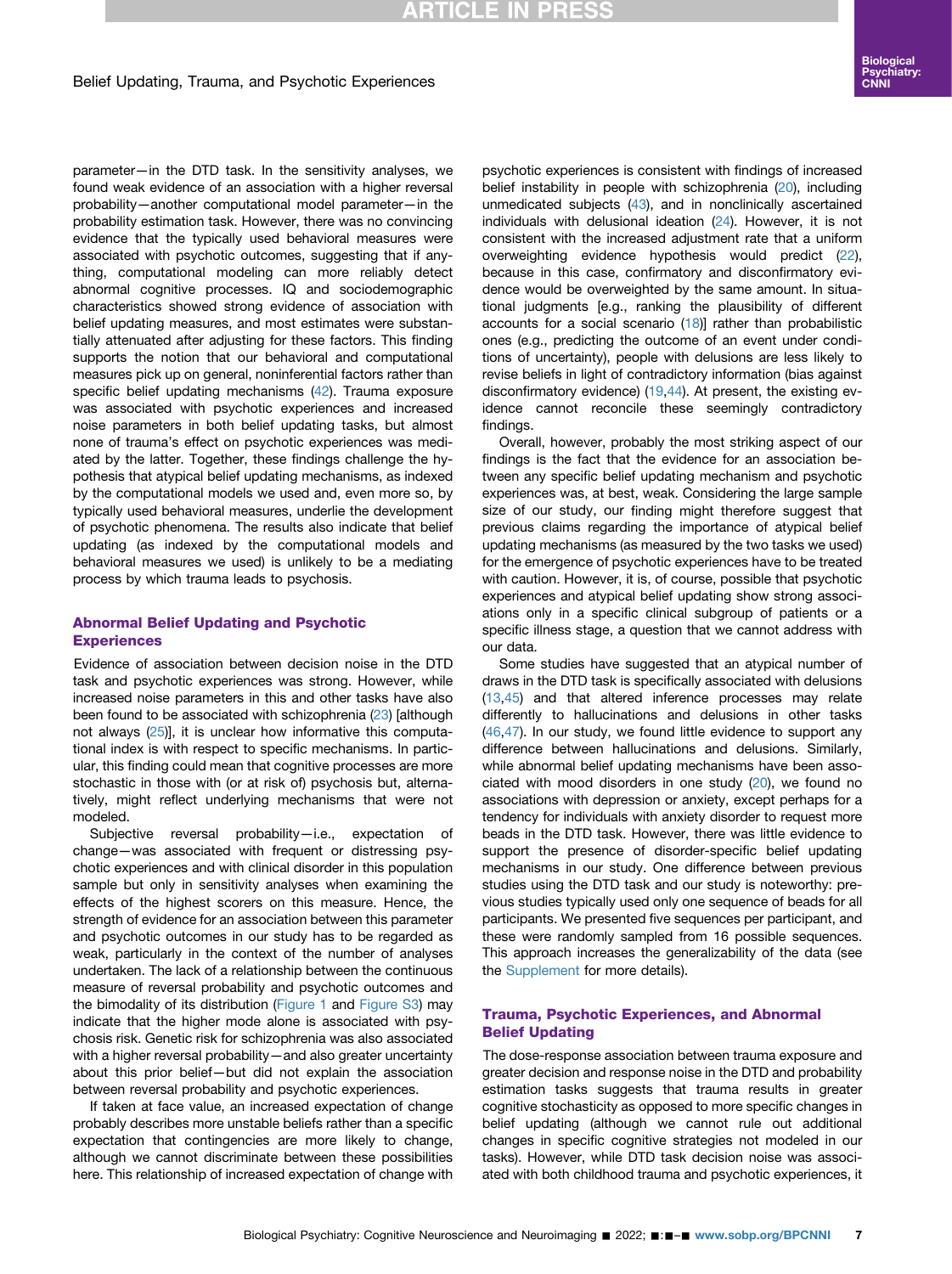parameter—in the DTD task. In the sensitivity analyses, we found weak evidence of an association with a higher reversal probability—another computational model parameter—in the probability estimation task. However, there was no convincing evidence that the typically used behavioral measures were associated with psychotic outcomes, suggesting that if anything, computational modeling can more reliably detect abnormal cognitive processes. IQ and sociodemographic characteristics showed strong evidence of association with belief updating measures, and most estimates were substantially attenuated after adjusting for these factors. This finding supports the notion that our behavioral and computational measures pick up on general, noninferential factors rather than specific belief updating mechanisms (42). Trauma exposure was associated with psychotic experiences and increased noise parameters in both belief updating tasks, but almost none of trauma's effect on psychotic experiences was mediated by the latter. Together, these findings challenge the hypothesis that atypical belief updating mechanisms, as indexed by the computational models we used and, even more so, by typically used behavioral measures, underlie the development of psychotic phenomena. The results also indicate that belief updating (as indexed by the computational models and behavioral measures we used) is unlikely to be a mediating process by which trauma leads to psychosis.

## Abnormal Belief Updating and Psychotic Experiences

Evidence of association between decision noise in the DTD task and psychotic experiences was strong. However, while increased noise parameters in this and other tasks have also been found to be associated with schizophrenia (23) [although not always (25)], it is unclear how informative this computational index is with respect to specific mechanisms. In particular, this finding could mean that cognitive processes are more stochastic in those with (or at risk of) psychosis but, alternatively, might reflect underlying mechanisms that were not modeled.

Subjective reversal probability—i.e., expectation of change—was associated with frequent or distressing psychotic experiences and with clinical disorder in this population sample but only in sensitivity analyses when examining the effects of the highest scorers on this measure. Hence, the strength of evidence for an association between this parameter and psychotic outcomes in our study has to be regarded as weak, particularly in the context of the number of analyses undertaken. The lack of a relationship between the continuous measure of reversal probability and psychotic outcomes and the bimodality of its distribution (Figure 1 and Figure S3) may indicate that the higher mode alone is associated with psychosis risk. Genetic risk for schizophrenia was also associated with a higher reversal probability—and also greater uncertainty about this prior belief—but did not explain the association between reversal probability and psychotic experiences.

If taken at face value, an increased expectation of change probably describes more unstable beliefs rather than a specific expectation that contingencies are more likely to change, although we cannot discriminate between these possibilities here. This relationship of increased expectation of change with psychotic experiences is consistent with findings of increased belief instability in people with schizophrenia (20), including unmedicated subjects (43), and in nonclinically ascertained individuals with delusional ideation (24). However, it is not consistent with the increased adjustment rate that a uniform overweighting evidence hypothesis would predict (22), because in this case, confirmatory and disconfirmatory evidence would be overweighted by the same amount. In situational judgments [e.g., ranking the plausibility of different accounts for a social scenario (18)] rather than probabilistic ones (e.g., predicting the outcome of an event under conditions of uncertainty), people with delusions are less likely to revise beliefs in light of contradictory information (bias against disconfirmatory evidence) (19,44). At present, the existing evidence cannot reconcile these seemingly contradictory findings.

Overall, however, probably the most striking aspect of our findings is the fact that the evidence for an association between any specific belief updating mechanism and psychotic experiences was, at best, weak. Considering the large sample size of our study, our finding might therefore suggest that previous claims regarding the importance of atypical belief updating mechanisms (as measured by the two tasks we used) for the emergence of psychotic experiences have to be treated with caution. However, it is, of course, possible that psychotic experiences and atypical belief updating show strong associations only in a specific clinical subgroup of patients or a specific illness stage, a question that we cannot address with our data.

Some studies have suggested that an atypical number of draws in the DTD task is specifically associated with delusions (13,45) and that altered inference processes may relate differently to hallucinations and delusions in other tasks (46,47). In our study, we found little evidence to support any difference between hallucinations and delusions. Similarly, while abnormal belief updating mechanisms have been associated with mood disorders in one study (20), we found no associations with depression or anxiety, except perhaps for a tendency for individuals with anxiety disorder to request more beads in the DTD task. However, there was little evidence to support the presence of disorder-specific belief updating mechanisms in our study. One difference between previous studies using the DTD task and our study is noteworthy: previous studies typically used only one sequence of beads for all participants. We presented five sequences per participant, and these were randomly sampled from 16 possible sequences. This approach increases the generalizability of the data (see the Supplement for more details).

## Trauma, Psychotic Experiences, and Abnormal Belief Updating

The dose-response association between trauma exposure and greater decision and response noise in the DTD and probability estimation tasks suggests that trauma results in greater cognitive stochasticity as opposed to more specific changes in belief updating (although we cannot rule out additional changes in specific cognitive strategies not modeled in our tasks). However, while DTD task decision noise was associated with both childhood trauma and psychotic experiences, it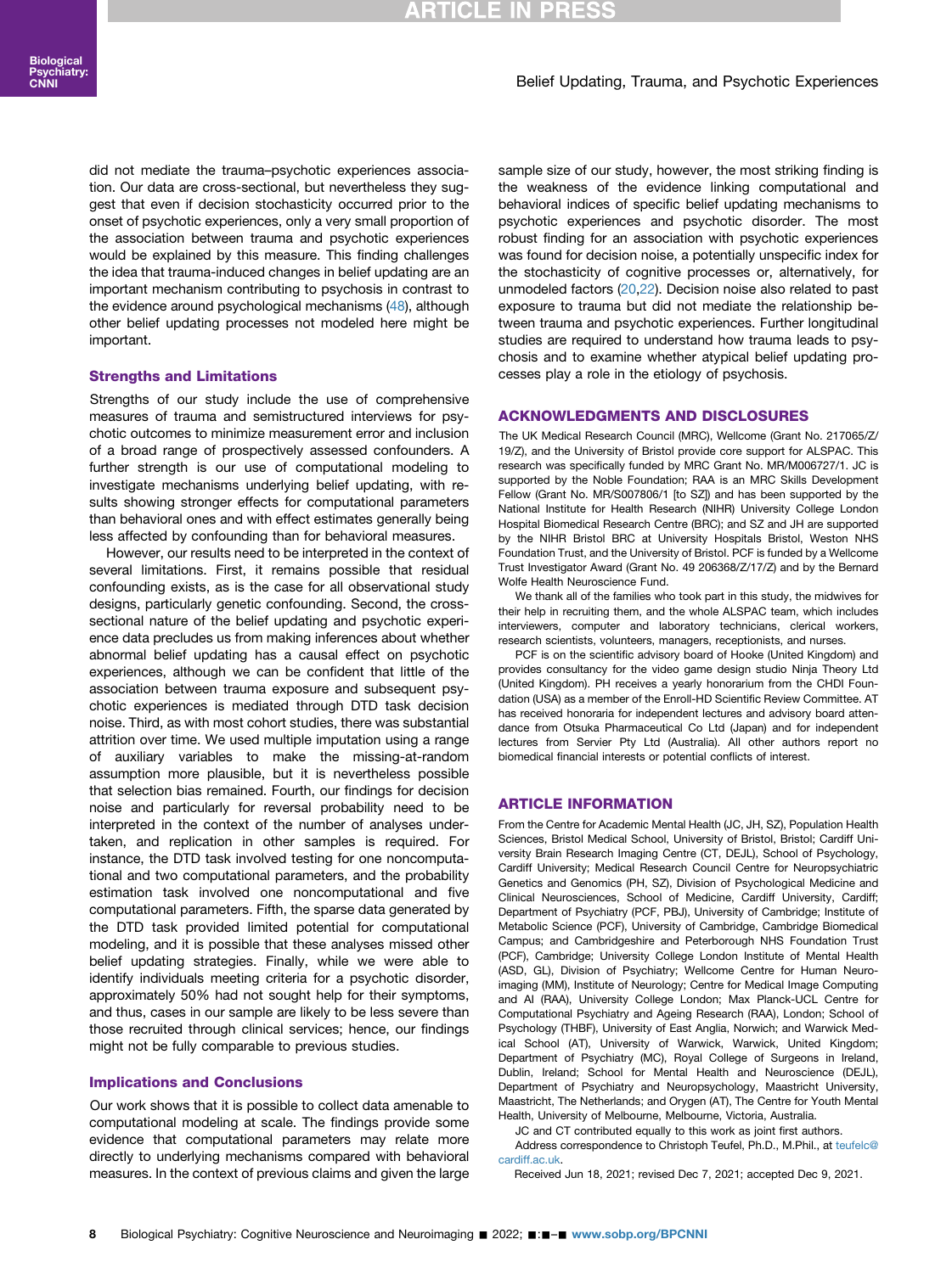did not mediate the trauma–psychotic experiences association. Our data are cross-sectional, but nevertheless they suggest that even if decision stochasticity occurred prior to the onset of psychotic experiences, only a very small proportion of the association between trauma and psychotic experiences would be explained by this measure. This finding challenges the idea that trauma-induced changes in belief updating are an important mechanism contributing to psychosis in contrast to the evidence around psychological mechanisms (48), although other belief updating processes not modeled here might be important.

### Strengths and Limitations

Strengths of our study include the use of comprehensive measures of trauma and semistructured interviews for psychotic outcomes to minimize measurement error and inclusion of a broad range of prospectively assessed confounders. A further strength is our use of computational modeling to investigate mechanisms underlying belief updating, with results showing stronger effects for computational parameters than behavioral ones and with effect estimates generally being less affected by confounding than for behavioral measures.

However, our results need to be interpreted in the context of several limitations. First, it remains possible that residual confounding exists, as is the case for all observational study designs, particularly genetic confounding. Second, the cross-sectional nature of the belief updating and psychotic experience data precludes us from making inferences about whether abnormal belief updating has a causal effect on psychotic experiences, although we can be confident that little of the association between trauma exposure and subsequent psychotic experiences is mediated through DTD task decision noise. Third, as with most cohort studies, there was substantial attrition over time. We used multiple imputation using a range of auxiliary variables to make the missing-at-random assumption more plausible, but it is nevertheless possible that selection bias remained. Fourth, our findings for decision noise and particularly for reversal probability need to be interpreted in the context of the number of analyses undertaken, and replication in other samples is required. For instance, the DTD task involved testing for one noncomputational and two computational parameters, and the probability estimation task involved one noncomputational and five computational parameters. Fifth, the sparse data generated by the DTD task provided limited potential for computational modeling, and it is possible that these analyses missed other belief updating strategies. Finally, while we were able to identify individuals meeting criteria for a psychotic disorder, approximately 50% had not sought help for their symptoms, and thus, cases in our sample are likely to be less severe than those recruited through clinical services; hence, our findings might not be fully comparable to previous studies.

### Implications and Conclusions

Our work shows that it is possible to collect data amenable to computational modeling at scale. The findings provide some evidence that computational parameters may relate more directly to underlying mechanisms compared with behavioral measures. In the context of previous claims and given the large sample size of our study, however, the most striking finding is the weakness of the evidence linking computational and behavioral indices of specific belief updating mechanisms to psychotic experiences and psychotic disorder. The most robust finding for an association with psychotic experiences was found for decision noise, a potentially unspecific index for the stochasticity of cognitive processes or, alternatively, for unmodeled factors (20,22). Decision noise also related to past exposure to trauma but did not mediate the relationship between trauma and psychotic experiences. Further longitudinal studies are required to understand how trauma leads to psychosis and to examine whether atypical belief updating processes play a role in the etiology of psychosis.

## ACKNOWLEDGMENTS AND DISCLOSURES

The UK Medical Research Council (MRC), Wellcome (Grant No. 217065/Z/19/Z), and the University of Bristol provide core support for ALSPAC. This research was specifically funded by MRC Grant No. MR/M006727/1. JC is supported by the Noble Foundation; RAA is an MRC Skills Development Fellow (Grant No. MR/S007806/1 [to SZ]) and has been supported by the National Institute for Health Research (NIHR) University College London Hospital Biomedical Research Centre (BRC); and SZ and JH are supported by the NIHR Bristol BRC at University Hospitals Bristol, Weston NHS Foundation Trust, and the University of Bristol. PCF is funded by a Wellcome Trust Investigator Award (Grant No. 49 206368/Z/17/Z) and by the Bernard Wolfe Health Neuroscience Fund.

We thank all of the families who took part in this study, the midwives for their help in recruiting them, and the whole ALSPAC team, which includes interviewers, computer and laboratory technicians, clerical workers, research scientists, volunteers, managers, receptionists, and nurses.

PCF is on the scientific advisory board of Hooke (United Kingdom) and provides consultancy for the video game design studio Ninja Theory Ltd (United Kingdom). PH receives a yearly honorarium from the CHDI Foundation (USA) as a member of the Enroll-HD Scientific Review Committee. AT has received honoraria for independent lectures and advisory board attendance from Otsuka Pharmaceutical Co Ltd (Japan) and for independent lectures from Servier Pty Ltd (Australia). All other authors report no biomedical financial interests or potential conflicts of interest.

## ARTICLE INFORMATION

From the Centre for Academic Mental Health (JC, JH, SZ), Population Health Sciences, Bristol Medical School, University of Bristol, Bristol; Cardiff University Brain Research Imaging Centre (CT, DEJL), School of Psychology, Cardiff University; Medical Research Council Centre for Neuropsychiatric Genetics and Genomics (PH, SZ), Division of Psychological Medicine and Clinical Neurosciences, School of Medicine, Cardiff University, Cardiff; Department of Psychiatry (PCF, PBJ), University of Cambridge; Institute of Metabolic Science (PCF), University of Cambridge, Cambridge Biomedical Campus; and Cambridgeshire and Peterborough NHS Foundation Trust (PCF), Cambridge; University College London Institute of Mental Health (ASD, GL), Division of Psychiatry; Wellcome Centre for Human Neuroimaging (MM), Institute of Neurology; Centre for Medical Image Computing and AI (RAA), University College London; Max Planck-UCL Centre for Computational Psychiatry and Ageing Research (RAA), London; School of Psychology (THBF), University of East Anglia, Norwich; and Warwick Medical School (AT), University of Warwick, Warwick, United Kingdom; Department of Psychiatry (MC), Royal College of Surgeons in Ireland, Dublin, Ireland; School for Mental Health and Neuroscience (DEJL), Department of Psychiatry and Neuropsychology, Maastricht University, Maastricht, The Netherlands; and Orygen (AT), The Centre for Youth Mental Health, University of Melbourne, Melbourne, Victoria, Australia.

JC and CT contributed equally to this work as joint first authors.

Address correspondence to Christoph Teufel, Ph.D., M.Phil., at teufelc@cardiff.ac.uk.

Received Jun 18, 2021; revised Dec 7, 2021; accepted Dec 9, 2021.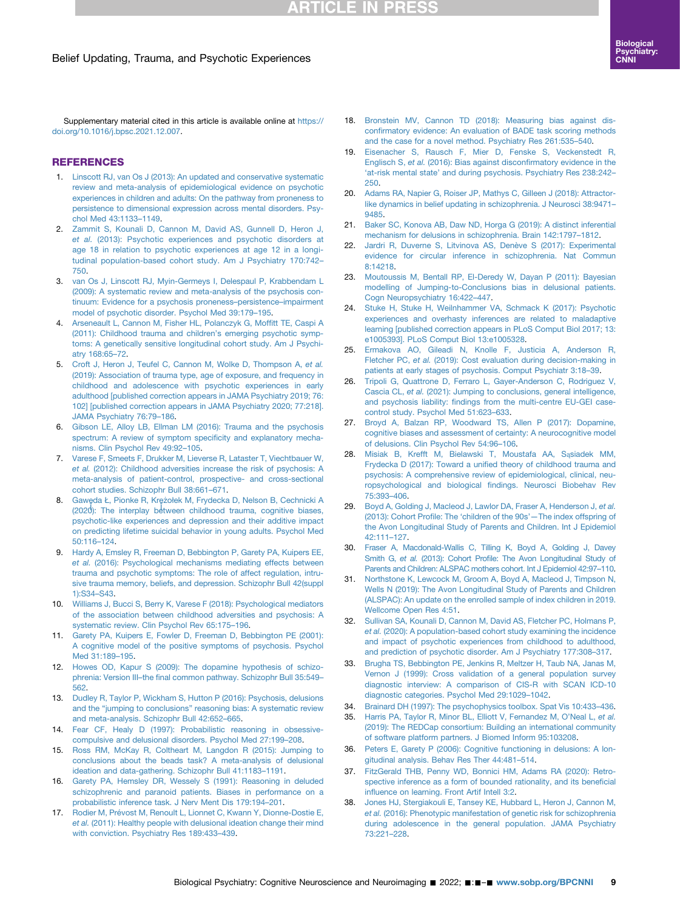Supplementary material cited in this article is available online at https://doi.org/10.1016/j.bpsc.2021.12.007.

## REFERENCES

1. Linscott RJ, van Os J (2013): An updated and conservative systematic review and meta-analysis of epidemiological evidence on psychotic experiences in children and adults: On the pathway from proneness to persistence to dimensional expression across mental disorders. Psychol Med 43:1133–1149.
2. Zammit S, Kounali D, Cannon M, David AS, Gunnell D, Heron J, *et al.* (2013): Psychotic experiences and psychotic disorders at age 18 in relation to psychotic experiences at age 12 in a longitudinal population-based cohort study. Am J Psychiatry 170:742–750.
3. van Os J, Linscott RJ, Myin-Germeys I, Delespaul P, Krabbendam L (2009): A systematic review and meta-analysis of the psychosis continuum: Evidence for a psychosis proneness–persistence–impairment model of psychotic disorder. Psychol Med 39:179–195.
4. Arseneault L, Cannon M, Fisher HL, Polanczyk G, Moffitt TE, Caspi A (2011): Childhood trauma and children's emerging psychotic symptoms: A genetically sensitive longitudinal cohort study. Am J Psychiatry 168:65–72.
5. Croft J, Heron J, Teufel C, Cannon M, Wolke D, Thompson A, *et al.* (2019): Association of trauma type, age of exposure, and frequency in childhood and adolescence with psychotic experiences in early adulthood [published correction appears in JAMA Psychiatry 2019; 76: 102] [published correction appears in JAMA Psychiatry 2020; 77:218]. JAMA Psychiatry 76:79–186.
6. Gibson LE, Alloy LB, Ellman LM (2016): Trauma and the psychosis spectrum: A review of symptom specificity and explanatory mechanisms. Clin Psychol Rev 49:92–105.
7. Varese F, Smeets F, Drukker M, Lieverse R, Lataster T, Viechtbauer W, *et al.* (2012): Childhood adversities increase the risk of psychosis: A meta-analysis of patient-control, prospective- and cross-sectional cohort studies. Schizophr Bull 38:661–671.
8. Gawęda Ł, Pionke R, Krężołek M, Frydecka D, Nelson B, Cechnicki A (2020): The interplay between childhood trauma, cognitive biases, psychotic-like experiences and depression and their additive impact on predicting lifetime suicidal behavior in young adults. Psychol Med 50:116–124.
9. Hardy A, Emsley R, Freeman D, Bebbington P, Garety PA, Kuipers EE, *et al.* (2016): Psychological mechanisms mediating effects between trauma and psychotic symptoms: The role of affect regulation, intrusive trauma memory, beliefs, and depression. Schizophr Bull 42(suppl 1):S34–S43.
10. Williams J, Bucci S, Berry K, Varese F (2018): Psychological mediators of the association between childhood adversities and psychosis: A systematic review. Clin Psychol Rev 65:175–196.
11. Garety PA, Kuipers E, Fowler D, Freeman D, Bebbington PE (2001): A cognitive model of the positive symptoms of psychosis. Psychol Med 31:189–195.
12. Howes OD, Kapur S (2009): The dopamine hypothesis of schizophrenia: Version III–the final common pathway. Schizophr Bull 35:549–562.
13. Dudley R, Taylor P, Wickham S, Hutton P (2016): Psychosis, delusions and the "jumping to conclusions" reasoning bias: A systematic review and meta-analysis. Schizophr Bull 42:652–665.
14. Fear CF, Healy D (1997): Probabilistic reasoning in obsessive-compulsive and delusional disorders. Psychol Med 27:199–208.
15. Ross RM, McKay R, Coltheart M, Langdon R (2015): Jumping to conclusions about the beads task? A meta-analysis of delusional ideation and data-gathering. Schizophr Bull 41:1183–1191.
16. Garety PA, Hemsley DR, Wessely S (1991): Reasoning in deluded schizophrenic and paranoid patients. Biases in performance on a probabilistic inference task. J Nerv Ment Dis 179:194–201.
17. Rodier M, Prévost M, Renoult L, Lionnet C, Kwann Y, Dionne-Dostie E, *et al.* (2011): Healthy people with delusional ideation change their mind with conviction. Psychiatry Res 189:433–439.
18. Bronstein MV, Cannon TD (2018): Measuring bias against disconfirmatory evidence: An evaluation of BADE task scoring methods and the case for a novel method. Psychiatry Res 261:535–540.
19. Eisenacher S, Rausch F, Mier D, Fenske S, Veckenstedt R, Englisch S, *et al.* (2016): Bias against disconfirmatory evidence in the 'at-risk mental state' and during psychosis. Psychiatry Res 238:242–250.
20. Adams RA, Napier G, Roiser JP, Mathys C, Gilleen J (2018): Attractor-like dynamics in belief updating in schizophrenia. J Neurosci 38:9471–9485.
21. Baker SC, Konova AB, Daw ND, Horga G (2019): A distinct inferential mechanism for delusions in schizophrenia. Brain 142:1797–1812.
22. Jardri R, Duverne S, Litvinova AS, Denève S (2017): Experimental evidence for circular inference in schizophrenia. Nat Commun 8:14218.
23. Moutoussis M, Bentall RP, El-Deredy W, Dayan P (2011): Bayesian modelling of Jumping-to-Conclusions bias in delusional patients. Cogn Neuropsychiatry 16:422–447.
24. Stuke H, Stuke H, Weilnhammer VA, Schmack K (2017): Psychotic experiences and overhasty inferences are related to maladaptive learning [published correction appears in PLoS Comput Biol 2017; 13: e1005393]. PLoS Comput Biol 13:e1005328.
25. Ermakova AO, Gileadi N, Knolle F, Justicia A, Anderson R, Fletcher PC, *et al.* (2019): Cost evaluation during decision-making in patients at early stages of psychosis. Comput Psychiatr 3:18–39.
26. Tripoli G, Quattrone D, Ferraro L, Gayer-Anderson C, Rodriguez V, Cascia CL, *et al.* (2021): Jumping to conclusions, general intelligence, and psychosis liability: findings from the multi-centre EU-GEI case-control study. Psychol Med 51:623–633.
27. Broyd A, Balzan RP, Woodward TS, Allen P (2017): Dopamine, cognitive biases and assessment of certainty: A neurocognitive model of delusions. Clin Psychol Rev 54:96–106.
28. Misiak B, Krefft M, Bielawski T, Moustafa AA, Sąsiadek MM, Frydecka D (2017): Toward a unified theory of childhood trauma and psychosis: A comprehensive review of epidemiological, clinical, neuropsychological and biological findings. Neurosci Biobehav Rev 75:393–406.
29. Boyd A, Golding J, Macleod J, Lawlor DA, Fraser A, Henderson J, *et al.* (2013): Cohort Profile: The 'children of the 90s'—The index offspring of the Avon Longitudinal Study of Parents and Children. Int J Epidemiol 42:111–127.
30. Fraser A, Macdonald-Wallis C, Tilling K, Boyd A, Golding J, Davey Smith G, *et al.* (2013): Cohort Profile: The Avon Longitudinal Study of Parents and Children: ALSPAC mothers cohort. Int J Epidemiol 42:97–110.
31. Northstone K, Lewcock M, Groom A, Boyd A, Macleod J, Timpson N, Wells N (2019): The Avon Longitudinal Study of Parents and Children (ALSPAC): An update on the enrolled sample of index children in 2019. Wellcome Open Res 4:51.
32. Sullivan SA, Kounali D, Cannon M, David AS, Fletcher PC, Holmans P, *et al.* (2020): A population-based cohort study examining the incidence and impact of psychotic experiences from childhood to adulthood, and prediction of psychotic disorder. Am J Psychiatry 177:308–317.
33. Brugha TS, Bebbington PE, Jenkins R, Meltzer H, Taub NA, Janas M, Vernon J (1999): Cross validation of a general population survey diagnostic interview: A comparison of CIS-R with SCAN ICD-10 diagnostic categories. Psychol Med 29:1029–1042.
34. Brainard DH (1997): The psychophysics toolbox. Spat Vis 10:433–436.
35. Harris PA, Taylor R, Minor BL, Elliott V, Fernandez M, O'Neal L, *et al.* (2019): The REDCap consortium: Building an international community of software platform partners. J Biomed Inform 95:103208.
36. Peters E, Garety P (2006): Cognitive functioning in delusions: A longitudinal analysis. Behav Res Ther 44:481–514.
37. FitzGerald THB, Penny WD, Bonnici HM, Adams RA (2020): Retrospective inference as a form of bounded rationality, and its beneficial influence on learning. Front Artif Intell 3:2.
38. Jones HJ, Stergiakouli E, Tansey KE, Hubbard L, Heron J, Cannon M, *et al.* (2016): Phenotypic manifestation of genetic risk for schizophrenia during adolescence in the general population. JAMA Psychiatry 73:221–228.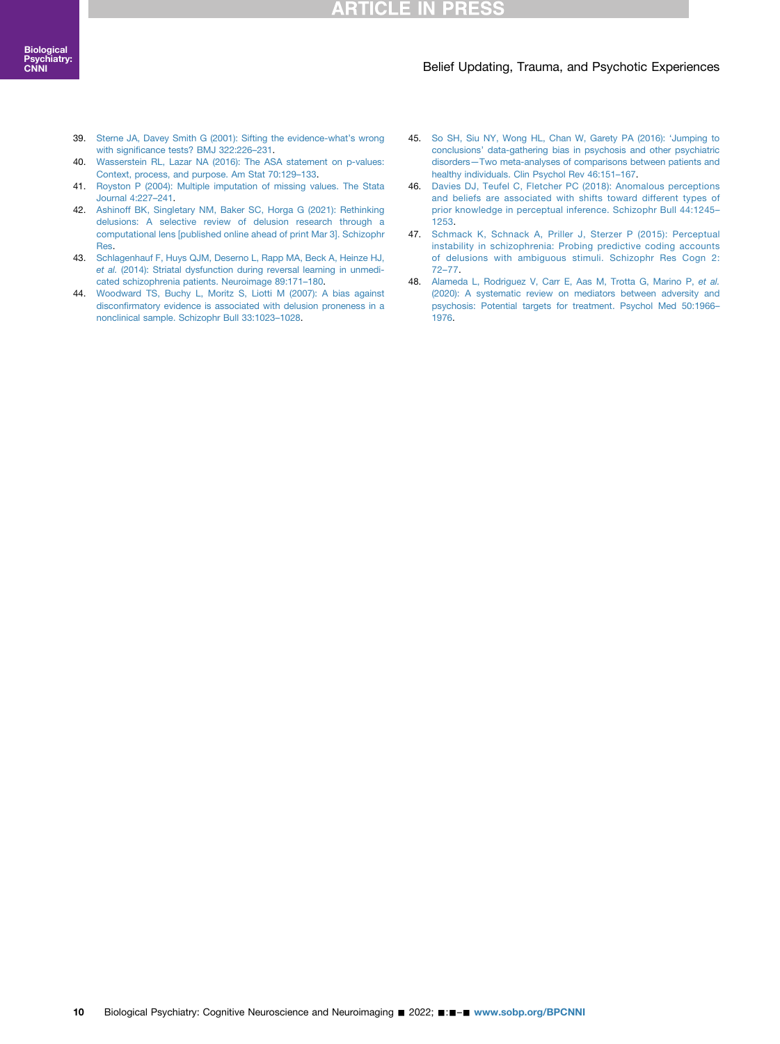39. Sterne JA, Davey Smith G (2001): Sifting the evidence-what's wrong with significance tests? BMJ 322:226–231.
40. Wasserstein RL, Lazar NA (2016): The ASA statement on p-values: Context, process, and purpose. Am Stat 70:129–133.
41. Royston P (2004): Multiple imputation of missing values. The Stata Journal 4:227–241.
42. Ashinoff BK, Singletary NM, Baker SC, Horga G (2021): Rethinking delusions: A selective review of delusion research through a computational lens [published online ahead of print Mar 3]. Schizophr Res.
43. Schlagenhauf F, Huys QJM, Deserno L, Rapp MA, Beck A, Heinze HJ, *et al.* (2014): Striatal dysfunction during reversal learning in unmedicated schizophrenia patients. Neuroimage 89:171–180.
44. Woodward TS, Buchy L, Moritz S, Liotti M (2007): A bias against disconfirmatory evidence is associated with delusion proneness in a nonclinical sample. Schizophr Bull 33:1023–1028.
45. So SH, Siu NY, Wong HL, Chan W, Garety PA (2016): 'Jumping to conclusions' data-gathering bias in psychosis and other psychiatric disorders—Two meta-analyses of comparisons between patients and healthy individuals. Clin Psychol Rev 46:151–167.
46. Davies DJ, Teufel C, Fletcher PC (2018): Anomalous perceptions and beliefs are associated with shifts toward different types of prior knowledge in perceptual inference. Schizophr Bull 44:1245–1253.
47. Schmack K, Schnack A, Priller J, Sterzer P (2015): Perceptual instability in schizophrenia: Probing predictive coding accounts of delusions with ambiguous stimuli. Schizophr Res Cogn 2:72–77.
48. Alameda L, Rodriguez V, Carr E, Aas M, Trotta G, Marino P, *et al.* (2020): A systematic review on mediators between adversity and psychosis: Potential targets for treatment. Psychol Med 50:1966–1976.